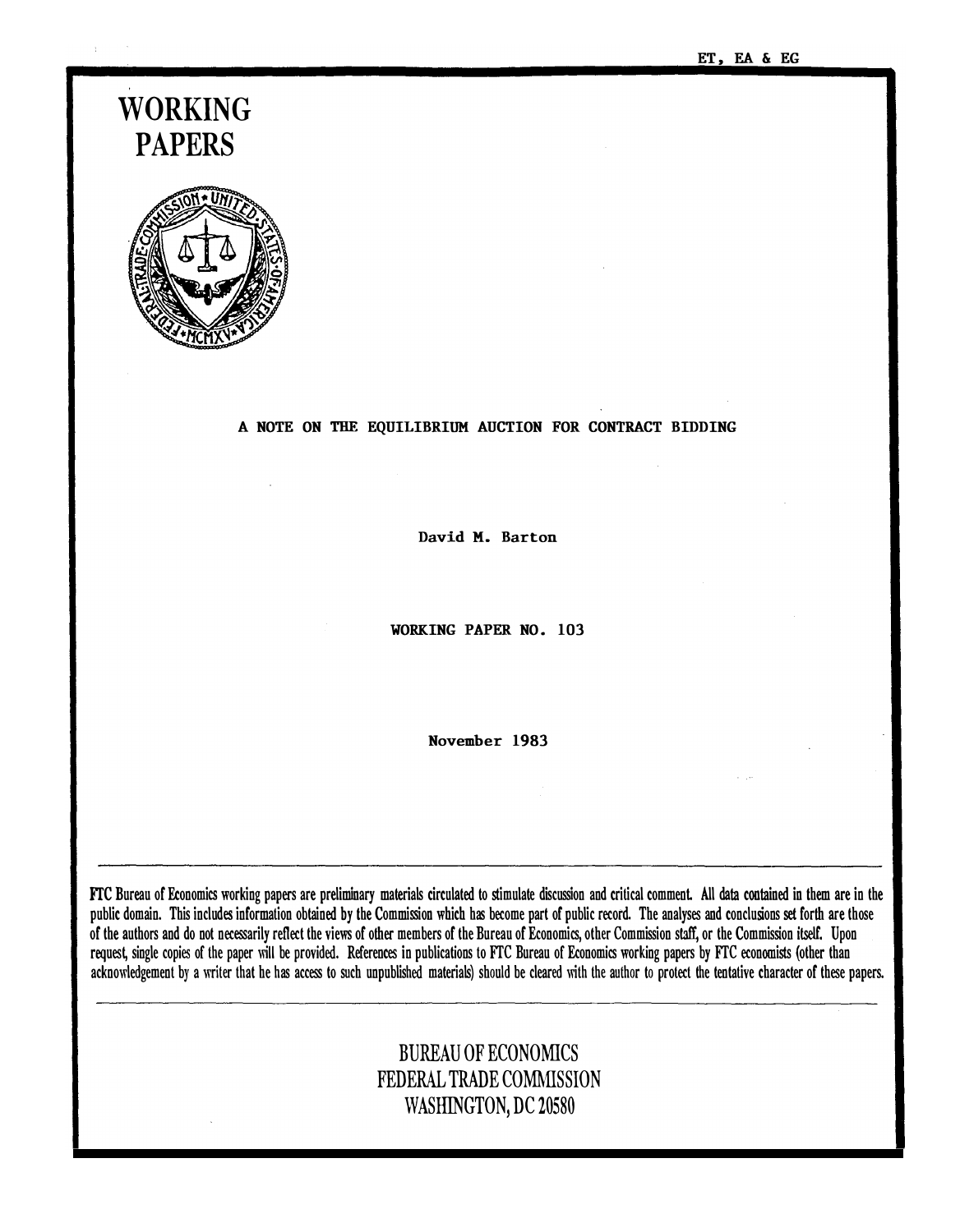ET, EA & EG

# WORKING PAPERS

## A NOTE ON THE EQUILIBRIUM AUCTION FOR CONTRACT BIDDING

David M. Barton

WORKING PAPER NO. 103

November 1983

---

FTC Bureau of Economics working papers are preliminary materials circulated to stimulate discussion and critical comment. All data contained in them are in the public domain. This includes information obtained by the Commission which has become part of public record. The analyses and conclusions set forth are those of the authors and do not necessarily reflect the views of other members of the Bureau of Economics, other Commission staff, or the Commission itself. Upon request, single copies of the paper will be provided. References in publications to FTC Bureau of Economics working papers by FTC economists (other than acknowledgement by a writer that he has access to such unpublished materials) should be cleared with the author to protect the tentative character of these papers.

---

BUREAU OF ECONOMICS
FEDERAL TRADE COMMISSION
WASHINGTON, DC 20580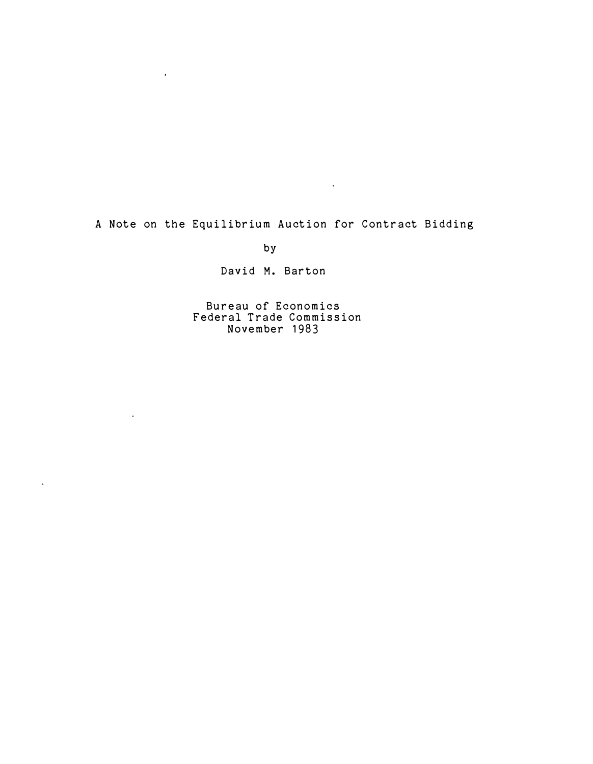# A Note on the Equilibrium Auction for Contract Bidding

by

David M. Barton

Bureau of Economics
Federal Trade Commission
November 1983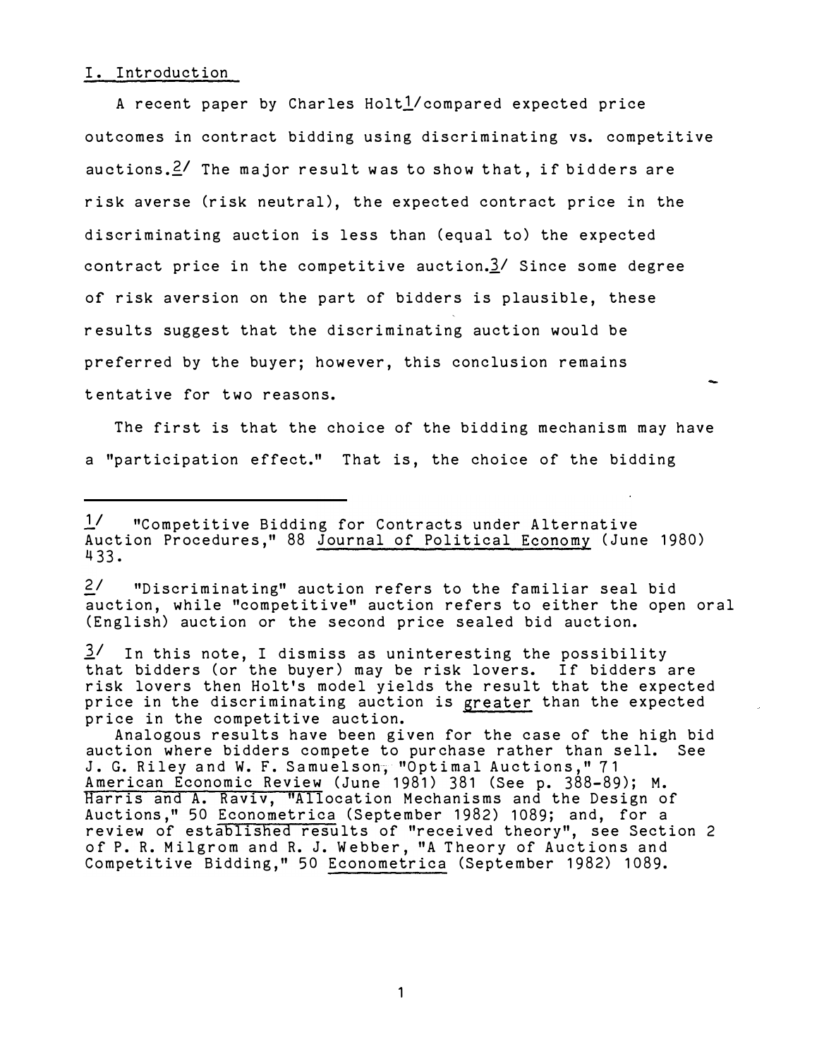## I. Introduction

A recent paper by Charles Holt[1] compared expected price outcomes in contract bidding using discriminating vs. competitive auctions.[2] The major result was to show that, if bidders are risk averse (risk neutral), the expected contract price in the discriminating auction is less than (equal to) the expected contract price in the competitive auction.[3] Since some degree of risk aversion on the part of bidders is plausible, these results suggest that the discriminating auction would be preferred by the buyer; however, this conclusion remains tentative for two reasons.

The first is that the choice of the bidding mechanism may have a "participation effect." That is, the choice of the bidding

---

1/ "Competitive Bidding for Contracts under Alternative Auction Procedures," 88 Journal of Political Economy (June 1980) 433.

2/ "Discriminating" auction refers to the familiar seal bid auction, while "competitive" auction refers to either the open oral (English) auction or the second price sealed bid auction.

3/ In this note, I dismiss as uninteresting the possibility that bidders (or the buyer) may be risk lovers. If bidders are risk lovers then Holt's model yields the result that the expected price in the discriminating auction is greater than the expected price in the competitive auction.

Analogous results have been given for the case of the high bid auction where bidders compete to purchase rather than sell. See J. G. Riley and W. F. Samuelson, "Optimal Auctions," 71 American Economic Review (June 1981) 381 (See p. 388-89); M. Harris and A. Raviv, "Allocation Mechanisms and the Design of Auctions," 50 Econometrica (September 1982) 1089; and, for a review of established results of "received theory", see Section 2 of P. R. Milgrom and R. J. Webber, "A Theory of Auctions and Competitive Bidding," 50 Econometrica (September 1982) 1089.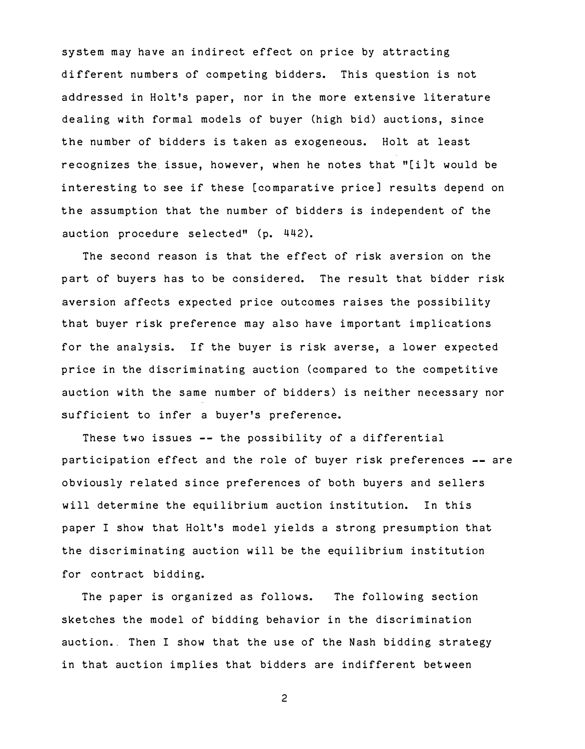system may have an indirect effect on price by attracting different numbers of competing bidders. This question is not addressed in Holt's paper, nor in the more extensive literature dealing with formal models of buyer (high bid) auctions, since the number of bidders is taken as exogeneous. Holt at least recognizes the issue, however, when he notes that "[i]t would be interesting to see if these [comparative price] results depend on the assumption that the number of bidders is independent of the auction procedure selected" (p. 442).

The second reason is that the effect of risk aversion on the part of buyers has to be considered. The result that bidder risk aversion affects expected price outcomes raises the possibility that buyer risk preference may also have important implications for the analysis. If the buyer is risk averse, a lower expected price in the discriminating auction (compared to the competitive auction with the same number of bidders) is neither necessary nor sufficient to infer a buyer's preference.

These two issues -- the possibility of a differential participation effect and the role of buyer risk preferences -- are obviously related since preferences of both buyers and sellers will determine the equilibrium auction institution. In this paper I show that Holt's model yields a strong presumption that the discriminating auction will be the equilibrium institution for contract bidding.

The paper is organized as follows. The following section sketches the model of bidding behavior in the discrimination auction. Then I show that the use of the Nash bidding strategy in that auction implies that bidders are indifferent between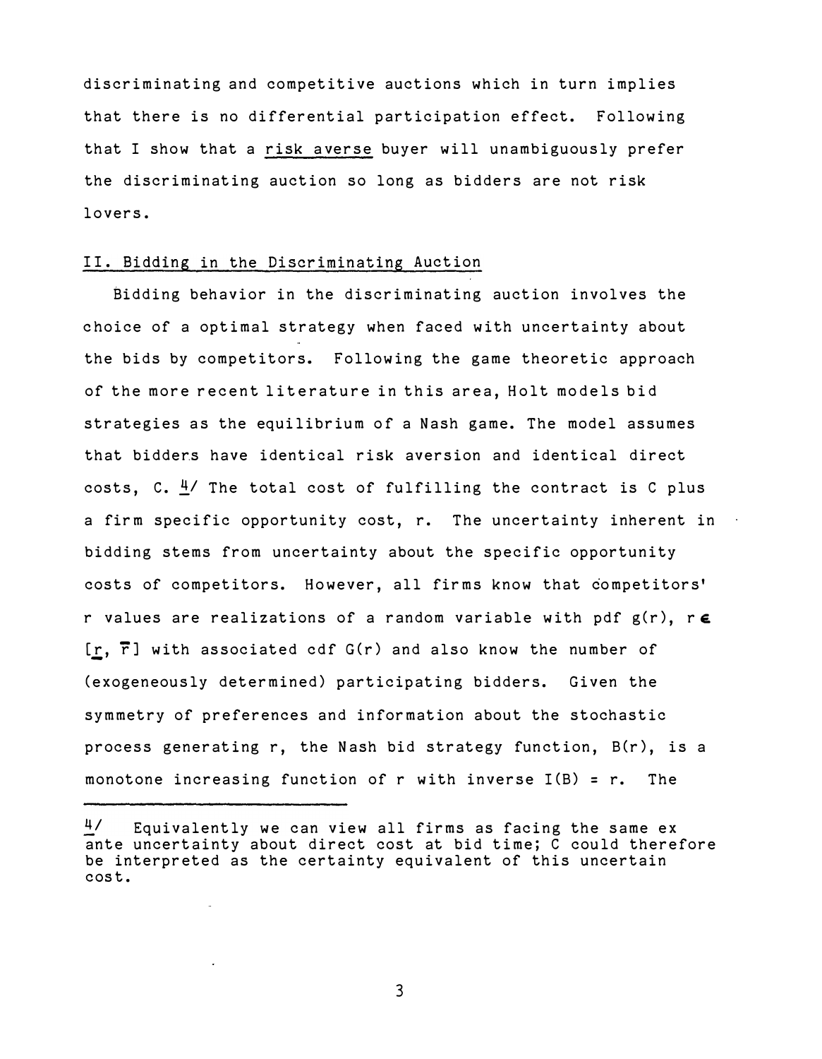discriminating and competitive auctions which in turn implies that there is no differential participation effect. Following that I show that a risk averse buyer will unambiguously prefer the discriminating auction so long as bidders are not risk lovers.

## II. Bidding in the Discriminating Auction

Bidding behavior in the discriminating auction involves the choice of a optimal strategy when faced with uncertainty about the bids by competitors. Following the game theoretic approach of the more recent literature in this area, Holt models bid strategies as the equilibrium of a Nash game. The model assumes that bidders have identical risk aversion and identical direct costs, C. [4] The total cost of fulfilling the contract is C plus a firm specific opportunity cost, r. The uncertainty inherent in bidding stems from uncertainty about the specific opportunity costs of competitors. However, all firms know that competitors' r values are realizations of a random variable with pdf g(r), $r \in [\underline{r}, \bar{r}]$ with associated cdf G(r) and also know the number of (exogeneously determined) participating bidders. Given the symmetry of preferences and information about the stochastic process generating r, the Nash bid strategy function, B(r), is a monotone increasing function of r with inverse I(B) = r. The

---

[4] Equivalently we can view all firms as facing the same ex ante uncertainty about direct cost at bid time; C could therefore be interpreted as the certainty equivalent of this uncertain cost.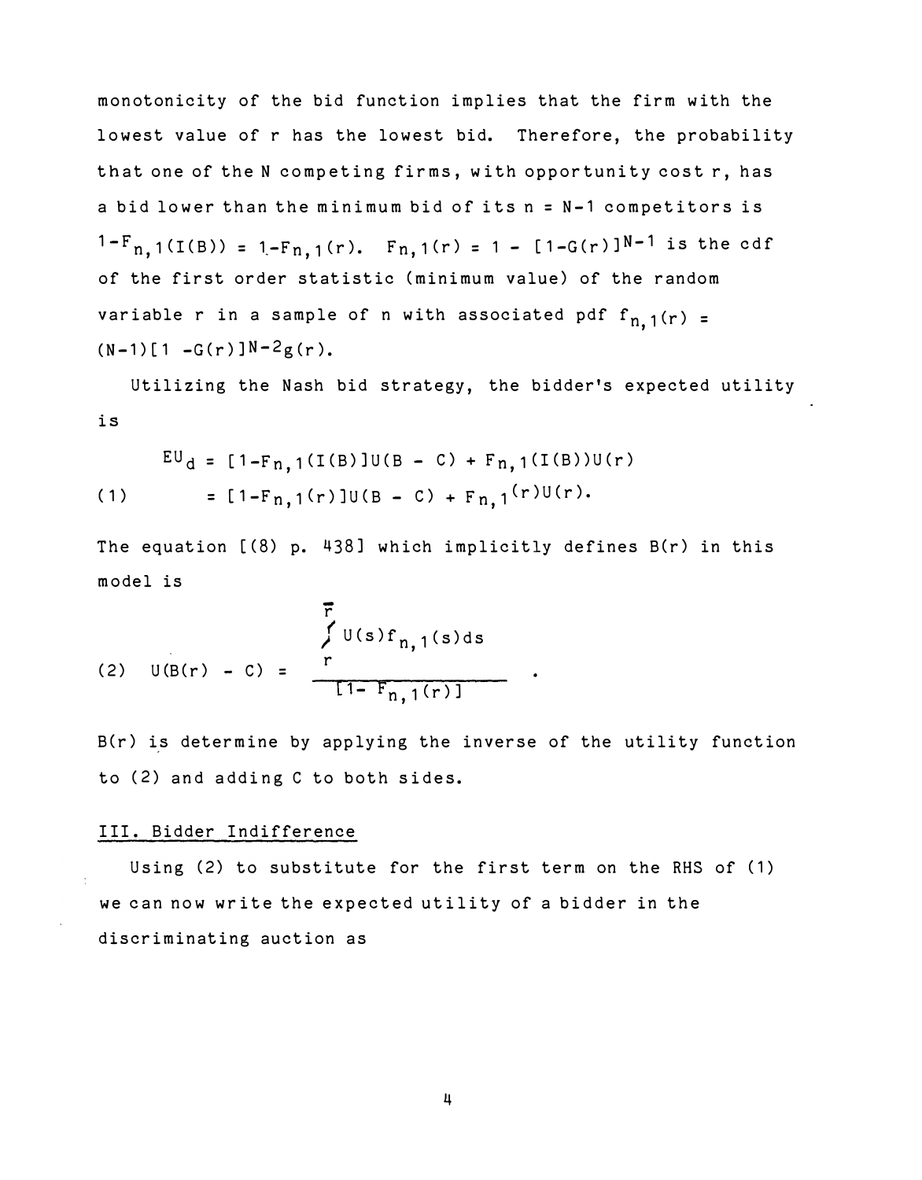monotonicity of the bid function implies that the firm with the lowest value of r has the lowest bid. Therefore, the probability that one of the N competing firms, with opportunity cost r, has a bid lower than the minimum bid of its $n = N-1$ competitors is $1-F_{n,1}(I(B)) = 1-F_{n,1}(r)$. $F_{n,1}(r) = 1 - [1-G(r)]^{N-1}$ is the cdf of the first order statistic (minimum value) of the random variable r in a sample of n with associated pdf $f_{n,1}(r) = (N-1)[1 - G(r)]^{N-2}g(r)$.

Utilizing the Nash bid strategy, the bidder's expected utility is

$$EU_d = [1-F_{n,1}(I(B)]U(B - C) + F_{n,1}(I(B))U(r)$$

$$(1) \qquad = [1-F_{n,1}(r)]U(B - C) + F_{n,1}(r)U(r).$$

The equation [(8) p. 438] which implicitly defines B(r) in this model is

$$(2) \quad U(B(r) - C) = \frac{\int_r^{\bar{r}} U(s)f_{n,1}(s)ds}{[1- F_{n,1}(r)]} .$$

B(r) is determine by applying the inverse of the utility function to (2) and adding C to both sides.

## III. Bidder Indifference

Using (2) to substitute for the first term on the RHS of (1) we can now write the expected utility of a bidder in the discriminating auction as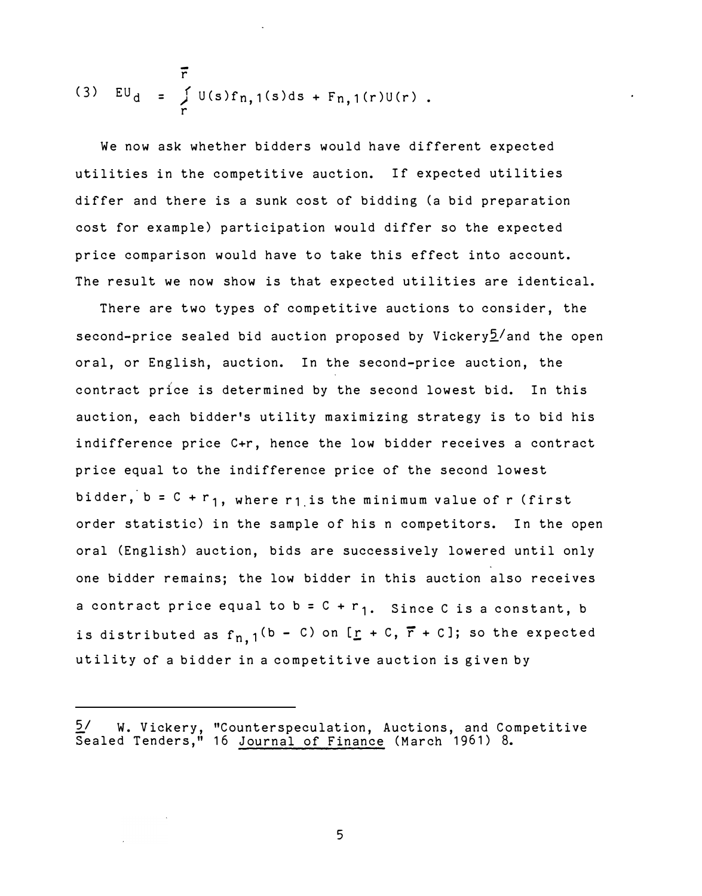$$(3) \quad EU_d = \int_{\underline{r}}^{\bar{r}} U(s) f_{n,1}(s) ds + F_{n,1}(r) U(r) .$$

We now ask whether bidders would have different expected utilities in the competitive auction. If expected utilities differ and there is a sunk cost of bidding (a bid preparation cost for example) participation would differ so the expected price comparison would have to take this effect into account. The result we now show is that expected utilities are identical.

There are two types of competitive auctions to consider, the second-price sealed bid auction proposed by Vickery[5] and the open oral, or English, auction. In the second-price auction, the contract price is determined by the second lowest bid. In this auction, each bidder's utility maximizing strategy is to bid his indifference price C+r, hence the low bidder receives a contract price equal to the indifference price of the second lowest bidder, $b = C + r_1$, where $r_1$ is the minimum value of r (first order statistic) in the sample of his n competitors. In the open oral (English) auction, bids are successively lowered until only one bidder remains; the low bidder in this auction also receives a contract price equal to $b = C + r_1$. Since C is a constant, b is distributed as $f_{n,1}(b - C)$ on $[\underline{r} + C, \bar{r} + C]$; so the expected utility of a bidder in a competitive auction is given by

---

[5] W. Vickery, "Counterspeculation, Auctions, and Competitive Sealed Tenders," 16 Journal of Finance (March 1961) 8.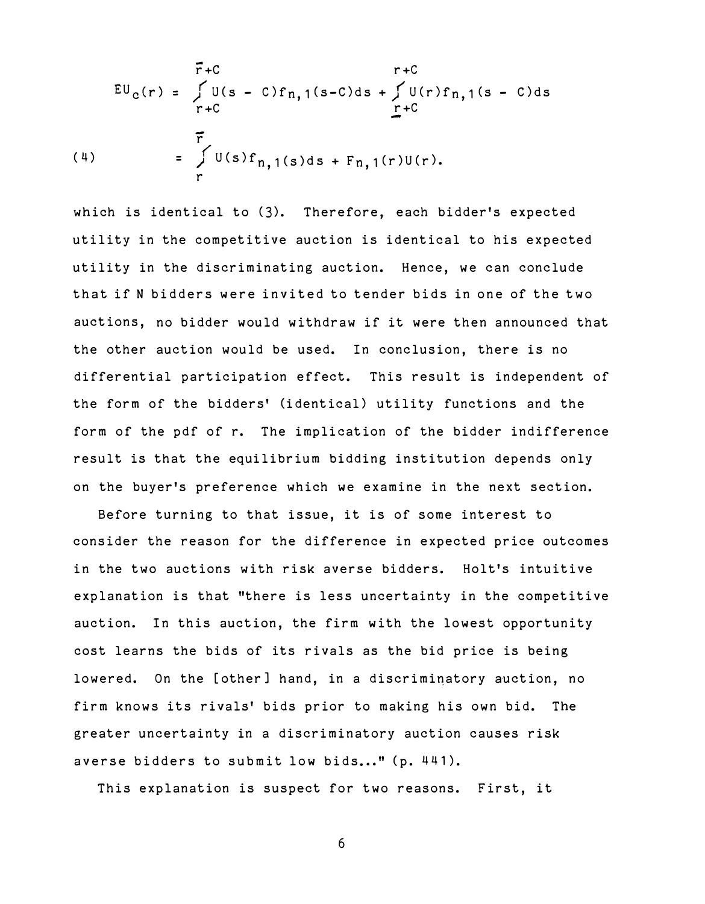$$EU_c(r) = \int_{r+C}^{\bar{r}+C} U(s - C)f_{n,1}(s-C)ds + \int_{\underline{r}+C}^{r+C} U(r)f_{n,1}(s - C)ds$$

$$(4) \qquad = \int_{r}^{\bar{r}} U(s)f_{n,1}(s)ds + F_{n,1}(r)U(r).$$

which is identical to (3). Therefore, each bidder's expected utility in the competitive auction is identical to his expected utility in the discriminating auction. Hence, we can conclude that if N bidders were invited to tender bids in one of the two auctions, no bidder would withdraw if it were then announced that the other auction would be used. In conclusion, there is no differential participation effect. This result is independent of the form of the bidders' (identical) utility functions and the form of the pdf of r. The implication of the bidder indifference result is that the equilibrium bidding institution depends only on the buyer's preference which we examine in the next section.

Before turning to that issue, it is of some interest to consider the reason for the difference in expected price outcomes in the two auctions with risk averse bidders. Holt's intuitive explanation is that "there is less uncertainty in the competitive auction. In this auction, the firm with the lowest opportunity cost learns the bids of its rivals as the bid price is being lowered. On the [other] hand, in a discriminatory auction, no firm knows its rivals' bids prior to making his own bid. The greater uncertainty in a discriminatory auction causes risk averse bidders to submit low bids..." (p. 441).

This explanation is suspect for two reasons. First, it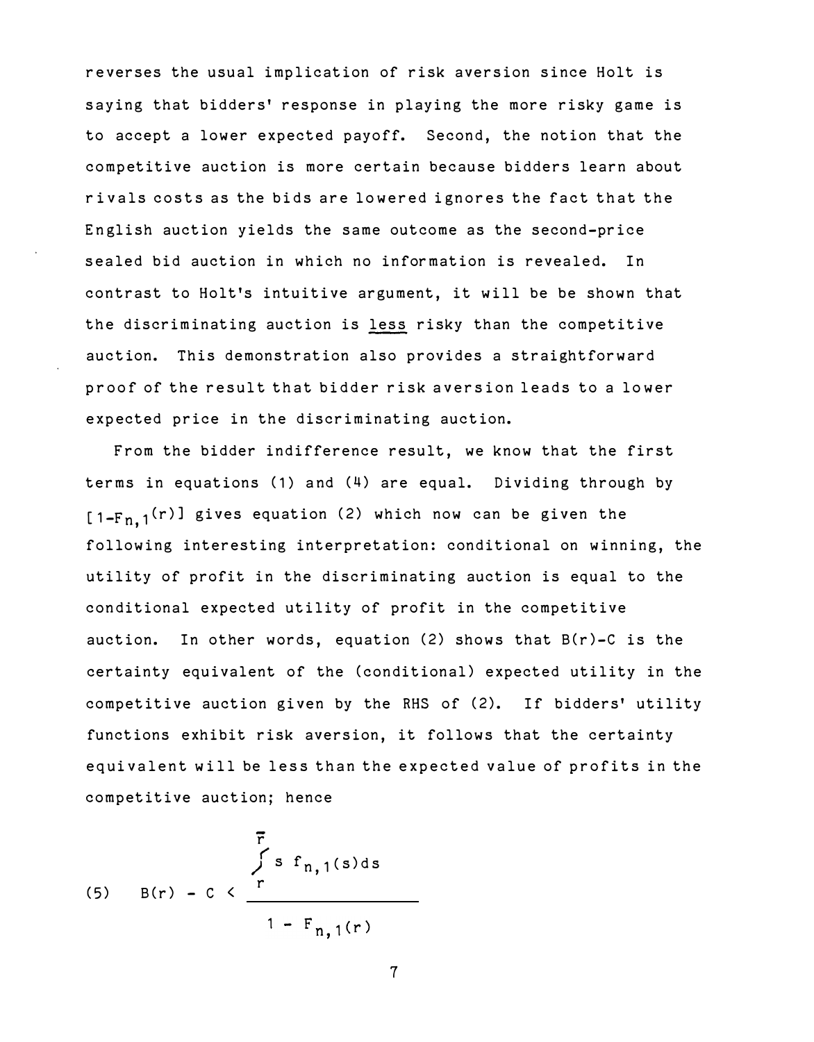reverses the usual implication of risk aversion since Holt is saying that bidders' response in playing the more risky game is to accept a lower expected payoff. Second, the notion that the competitive auction is more certain because bidders learn about rivals costs as the bids are lowered ignores the fact that the English auction yields the same outcome as the second-price sealed bid auction in which no information is revealed. In contrast to Holt's intuitive argument, it will be be shown that the discriminating auction is <u>less</u> risky than the competitive auction. This demonstration also provides a straightforward proof of the result that bidder risk aversion leads to a lower expected price in the discriminating auction.

From the bidder indifference result, we know that the first terms in equations (1) and (4) are equal. Dividing through by $[1-F_{n,1}(r)]$ gives equation (2) which now can be given the following interesting interpretation: conditional on winning, the utility of profit in the discriminating auction is equal to the conditional expected utility of profit in the competitive auction. In other words, equation (2) shows that $B(r)-C$ is the certainty equivalent of the (conditional) expected utility in the competitive auction given by the RHS of (2). If bidders' utility functions exhibit risk aversion, it follows that the certainty equivalent will be less than the expected value of profits in the competitive auction; hence

$$(5) \quad B(r) - C < \frac{\int_r^{\bar{r}} s\, f_{n,1}(s)ds}{1 - F_{n,1}(r)}$$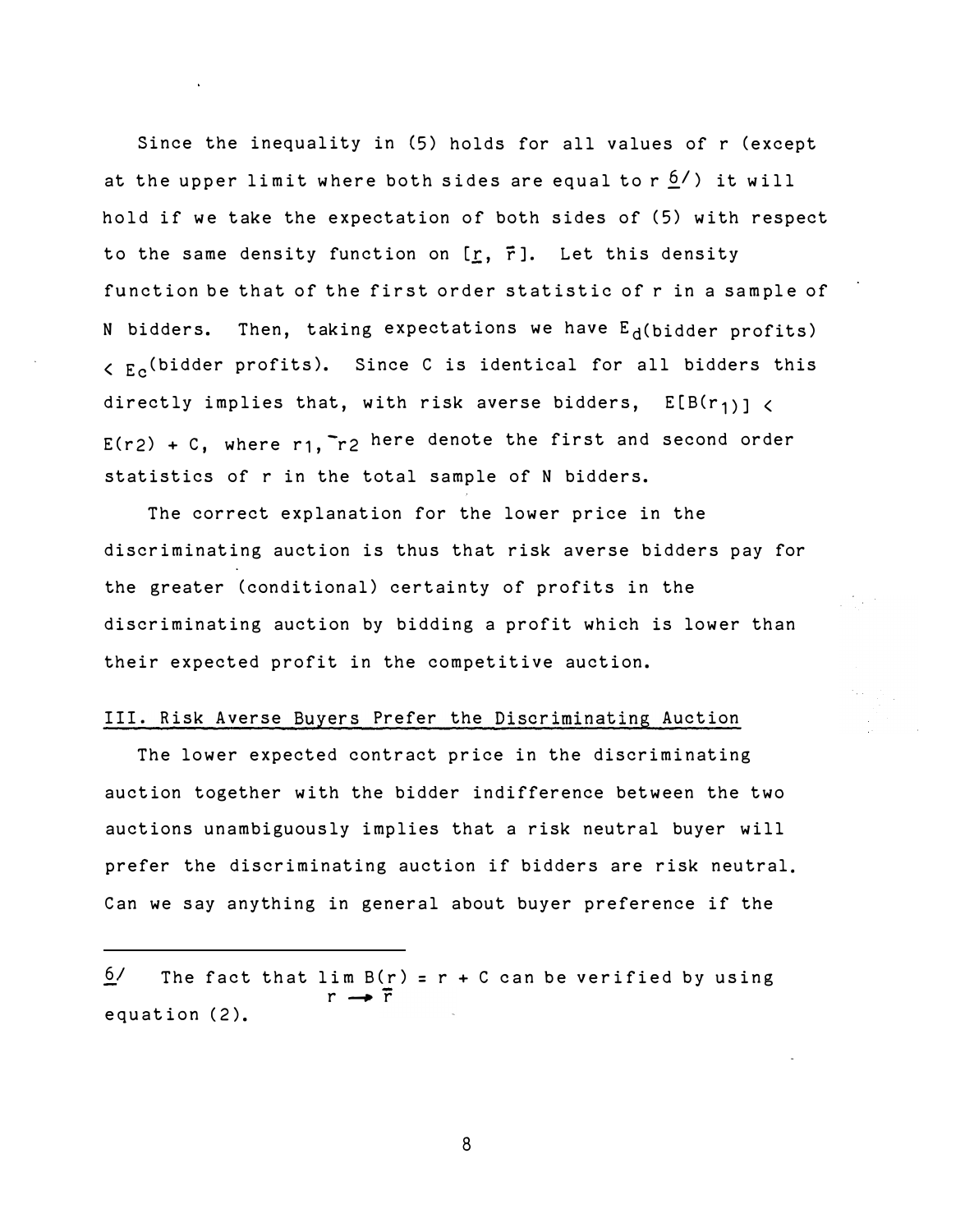Since the inequality in (5) holds for all values of r (except at the upper limit where both sides are equal to r [6]) it will hold if we take the expectation of both sides of (5) with respect to the same density function on $[\underline{r}, \bar{r}]$. Let this density function be that of the first order statistic of r in a sample of N bidders. Then, taking expectations we have $E_d$(bidder profits) $<$ $E_c$(bidder profits). Since C is identical for all bidders this directly implies that, with risk averse bidders, $E[B(r_1)] < E(r_2) + C$, where $r_1, \bar{r}_2$ here denote the first and second order statistics of r in the total sample of N bidders.

The correct explanation for the lower price in the discriminating auction is thus that risk averse bidders pay for the greater (conditional) certainty of profits in the discriminating auction by bidding a profit which is lower than their expected profit in the competitive auction.

## III. Risk Averse Buyers Prefer the Discriminating Auction

The lower expected contract price in the discriminating auction together with the bidder indifference between the two auctions unambiguously implies that a risk neutral buyer will prefer the discriminating auction if bidders are risk neutral. Can we say anything in general about buyer preference if the

---

[6] The fact that $\lim_{r \to \bar{r}} B(r) = r + C$ can be verified by using equation (2).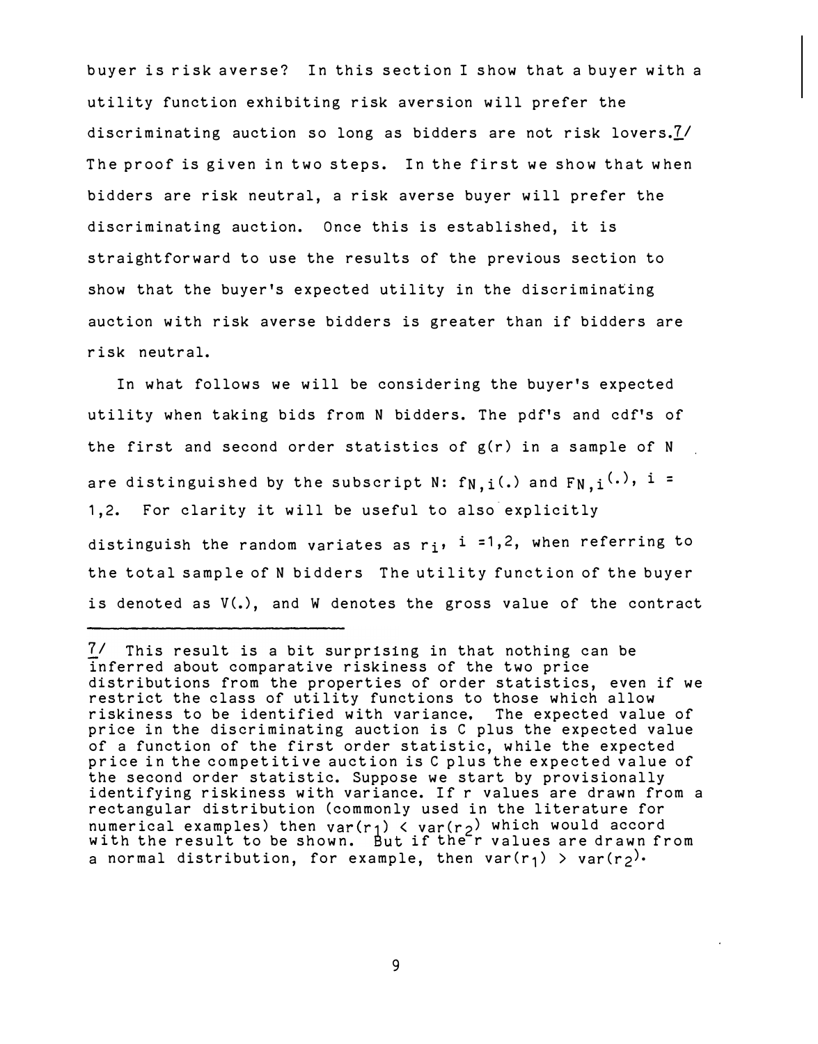buyer is risk averse? In this section I show that a buyer with a utility function exhibiting risk aversion will prefer the discriminating auction so long as bidders are not risk lovers.[7] The proof is given in two steps. In the first we show that when bidders are risk neutral, a risk averse buyer will prefer the discriminating auction. Once this is established, it is straightforward to use the results of the previous section to show that the buyer's expected utility in the discriminating auction with risk averse bidders is greater than if bidders are risk neutral.

In what follows we will be considering the buyer's expected utility when taking bids from N bidders. The pdf's and cdf's of the first and second order statistics of $g(r)$ in a sample of N are distinguished by the subscript N: $f_{N,i}(.)$ and $F_{N,i}(.)$, $i = 1,2$. For clarity it will be useful to also explicitly distinguish the random variates as $r_i$, $i = 1,2$, when referring to the total sample of N bidders The utility function of the buyer is denoted as $V(.)$, and W denotes the gross value of the contract

---

[7] This result is a bit surprising in that nothing can be inferred about comparative riskiness of the two price distributions from the properties of order statistics, even if we restrict the class of utility functions to those which allow riskiness to be identified with variance. The expected value of price in the discriminating auction is C plus the expected value of a function of the first order statistic, while the expected price in the competitive auction is C plus the expected value of the second order statistic. Suppose we start by provisionally identifying riskiness with variance. If r values are drawn from a rectangular distribution (commonly used in the literature for numerical examples) then $var(r_1) < var(r_2)$ which would accord with the result to be shown. But if the r values are drawn from a normal distribution, for example, then $var(r_1) > var(r_2)$.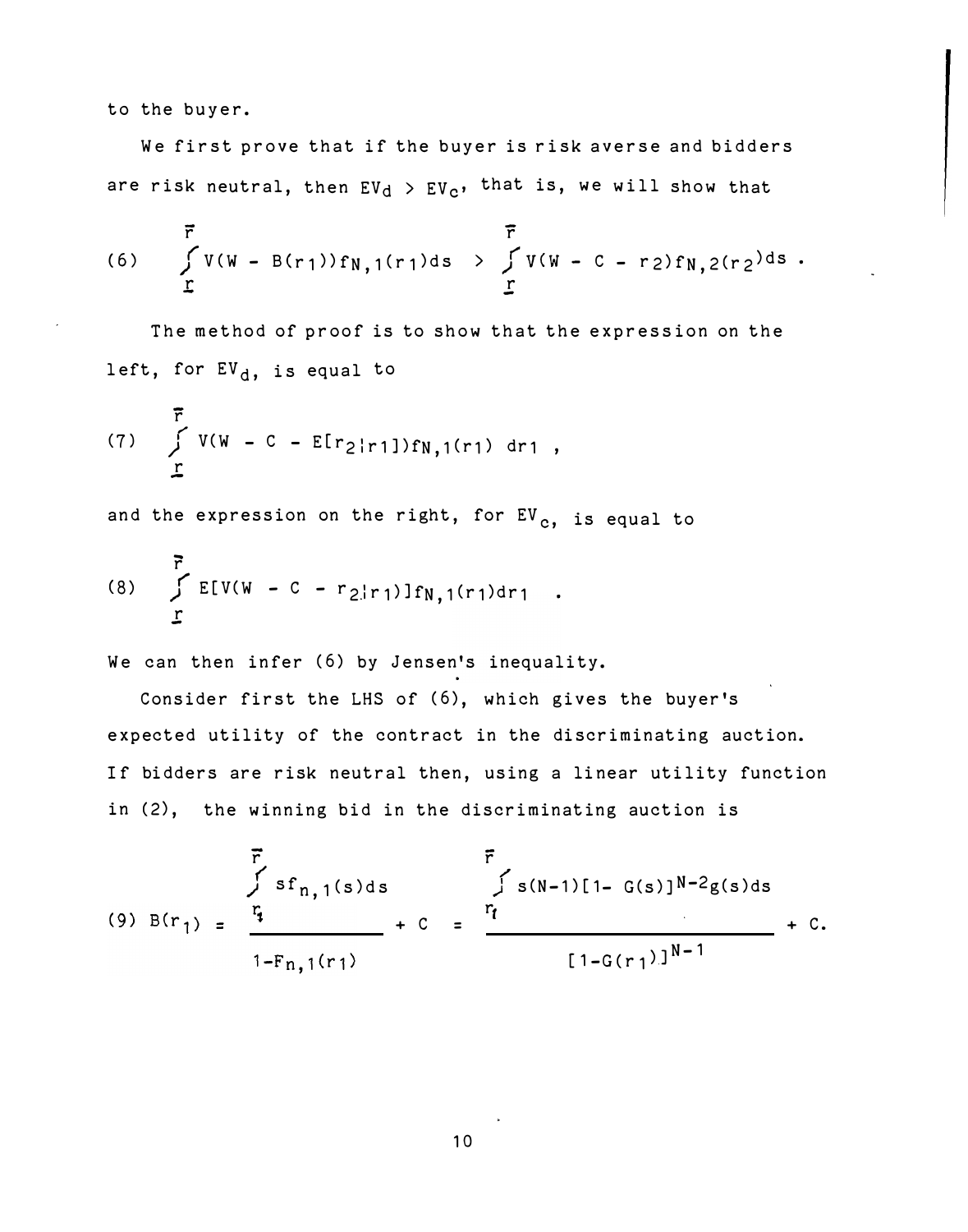to the buyer.

We first prove that if the buyer is risk averse and bidders are risk neutral, then $EV_d > EV_c$, that is, we will show that

$$(6) \qquad \int_{\underline{r}}^{\bar{r}} V(W - B(r_1))f_{N,1}(r_1)ds \; > \; \int_{\underline{r}}^{\bar{r}} V(W - C - r_2)f_{N,2}(r_2)ds \; .$$

The method of proof is to show that the expression on the left, for $EV_d$, is equal to

$$(7) \qquad \int_{\underline{r}}^{\bar{r}} V(W - C - E[r_2|r_1])f_{N,1}(r_1)\, dr_1 \; ,$$

and the expression on the right, for $EV_c$, is equal to

$$(8) \qquad \int_{\underline{r}}^{\bar{r}} E[V(W - C - r_2|r_1)]f_{N,1}(r_1)dr_1 \quad .$$

We can then infer (6) by Jensen's inequality.

Consider first the LHS of (6), which gives the buyer's expected utility of the contract in the discriminating auction. If bidders are risk neutral then, using a linear utility function in (2), the winning bid in the discriminating auction is

$$(9) \; B(r_1) = \frac{\int_{r_1}^{\bar{r}} sf_{n,1}(s)ds}{1-F_{n,1}(r_1)} + C = \frac{\int_{r_1}^{\bar{r}} s(N-1)[1- G(s)]^{N-2}g(s)ds}{[1-G(r_1)]^{N-1}} + C.$$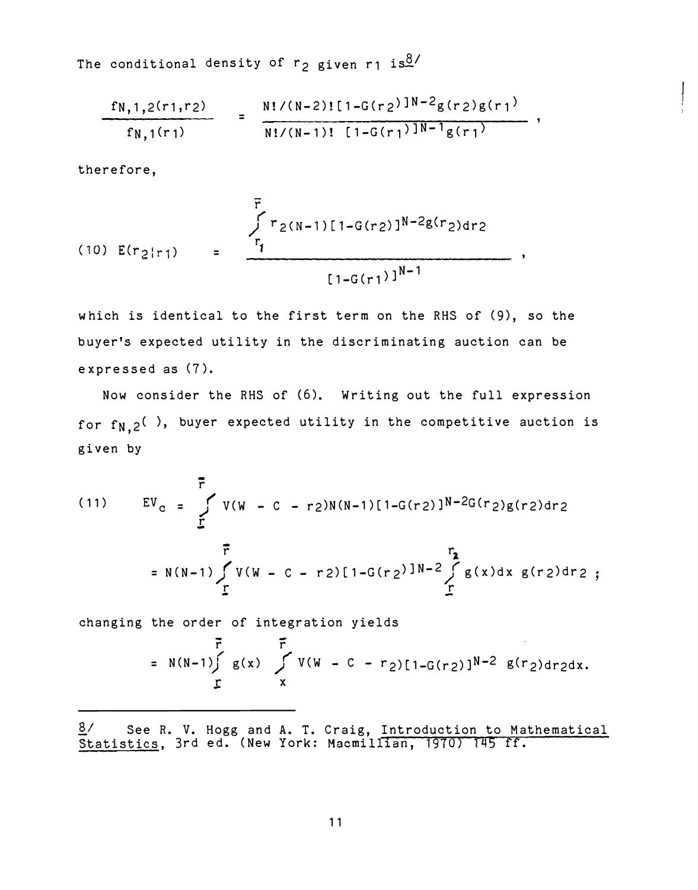The conditional density of $r_2$ given $r_1$ is[8/]

$$\frac{f_{N,1,2}(r_1,r_2)}{f_{N,1}(r_1)} = \frac{N!/(N-2)![1-G(r_2)]^{N-2}g(r_2)g(r_1)}{N!/(N-1)!\ [1-G(r_1)]^{N-1}g(r_1)},$$

therefore,

$$(10)\quad E(r_2|r_1) = \frac{\int_{r_1}^{\bar{r}} r_2(N-1)[1-G(r_2)]^{N-2}g(r_2)dr_2}{[1-G(r_1)]^{N-1}},$$

which is identical to the first term on the RHS of (9), so the buyer's expected utility in the discriminating auction can be expressed as (7).

Now consider the RHS of (6). Writing out the full expression for $f_{N,2}(\ )$, buyer expected utility in the competitive auction is given by

$$(11)\qquad EV_c = \int_{\underline{r}}^{\bar{r}} V(W - C - r_2)N(N-1)[1-G(r_2)]^{N-2}G(r_2)g(r_2)dr_2$$

$$= N(N-1)\int_{\underline{r}}^{\bar{r}} V(W - C - r_2)[1-G(r_2)]^{N-2}\int_{\underline{r}}^{r_2} g(x)dx\ g(r_2)dr_2\ ;$$

changing the order of integration yields

$$= N(N-1)\int_{\underline{r}}^{\bar{r}} g(x)\int_{x}^{\bar{r}} V(W - C - r_2)[1-G(r_2)]^{N-2}\ g(r_2)dr_2dx.$$

---

8/ See R. V. Hogg and A. T. Craig, Introduction to Mathematical Statistics, 3rd ed. (New York: Macmillian, 1970) 145 ff.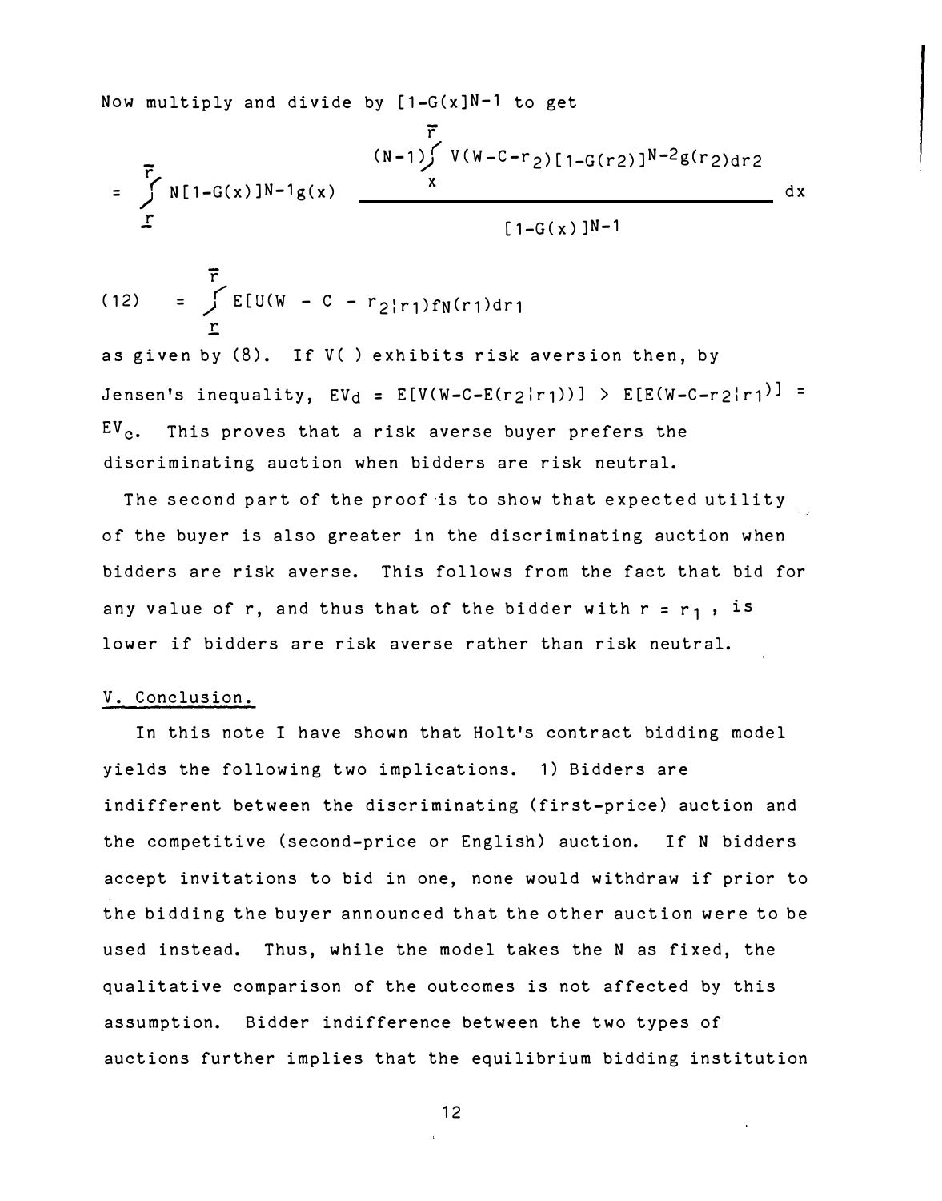Now multiply and divide by $[1-G(x]^{N-1}$ to get

$$= \int_{\underline{r}}^{\bar{r}} N[1-G(x)]^{N-1}g(x) \frac{(N-1)\int_{x}^{\bar{r}} V(W-C-r_2)[1-G(r2)]^{N-2}g(r_2)dr2}{[1-G(x)]^{N-1}} dx$$

$$(12) \quad = \int_{\underline{r}}^{\bar{r}} E[U(W - C - r_2|r_1)f_N(r_1)dr_1$$

as given by (8). If V( ) exhibits risk aversion then, by Jensen's inequality, $EV_d = E[V(W-C-E(r_2|r_1))] > E[E(W-C-r_2|r_1)] = EV_c$. This proves that a risk averse buyer prefers the discriminating auction when bidders are risk neutral.

The second part of the proof is to show that expected utility of the buyer is also greater in the discriminating auction when bidders are risk averse. This follows from the fact that bid for any value of r, and thus that of the bidder with $r = r_1$, is lower if bidders are risk averse rather than risk neutral.

## V. Conclusion.

In this note I have shown that Holt's contract bidding model yields the following two implications. 1) Bidders are indifferent between the discriminating (first-price) auction and the competitive (second-price or English) auction. If N bidders accept invitations to bid in one, none would withdraw if prior to the bidding the buyer announced that the other auction were to be used instead. Thus, while the model takes the N as fixed, the qualitative comparison of the outcomes is not affected by this assumption. Bidder indifference between the two types of auctions further implies that the equilibrium bidding institution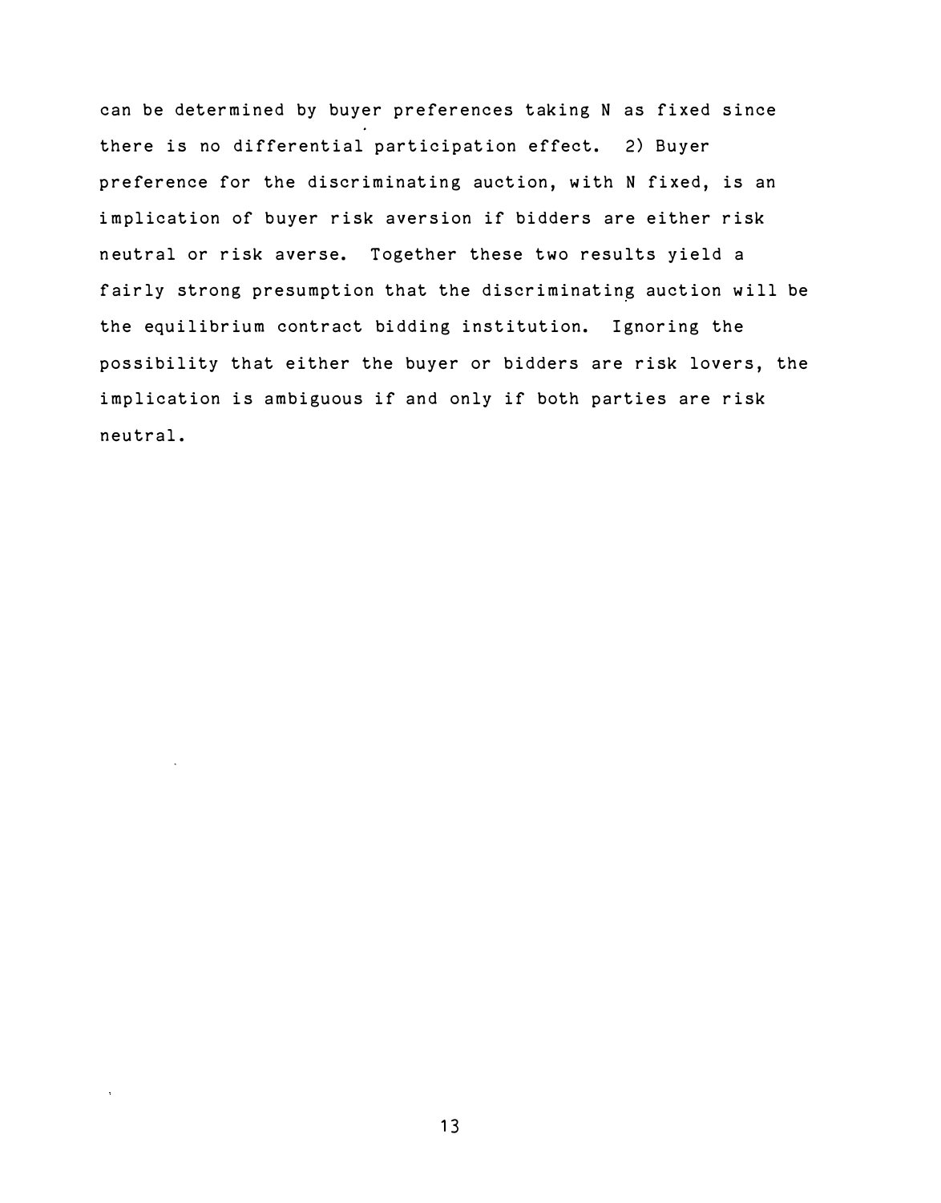can be determined by buyer preferences taking N as fixed since there is no differential participation effect. 2) Buyer preference for the discriminating auction, with N fixed, is an implication of buyer risk aversion if bidders are either risk neutral or risk averse. Together these two results yield a fairly strong presumption that the discriminating auction will be the equilibrium contract bidding institution. Ignoring the possibility that either the buyer or bidders are risk lovers, the implication is ambiguous if and only if both parties are risk neutral.